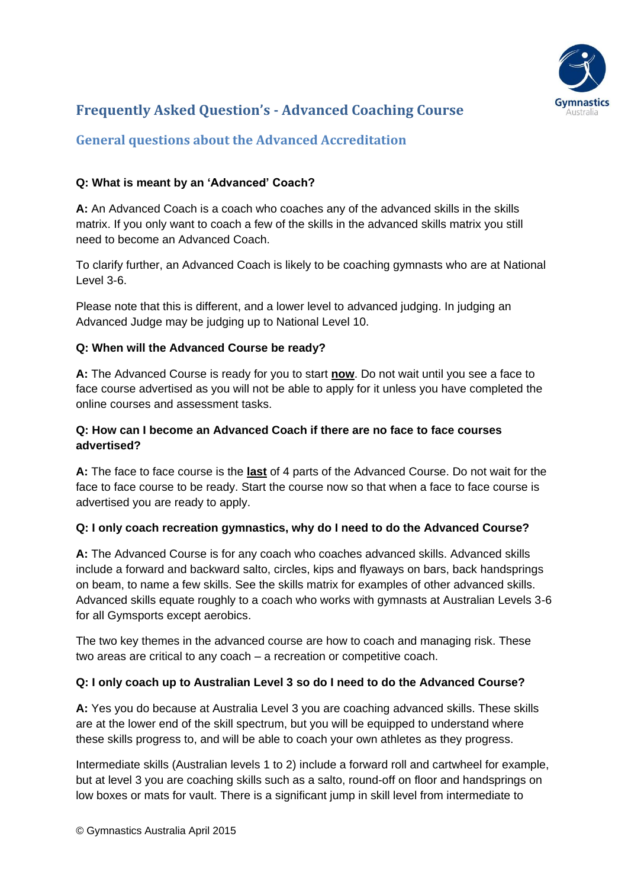# Frequently Asked Question's - Advanced Coaching Course

## General questions about the Advanced Accreditation

**Q: What is meant by an 'Advanced' Coach?**

**A:** An Advanced Coach is a coach who coaches any of the advanced skills in the skills matrix. If you only want to coach a few of the skills in the advanced skills matrix you still need to become an Advanced Coach.

To clarify further, an Advanced Coach is likely to be coaching gymnasts who are at National Level 3-6.

Please note that this is different, and a lower level to advanced judging. In judging an Advanced Judge may be judging up to National Level 10.

**Q: When will the Advanced Course be ready?**

**A:** The Advanced Course is ready for you to start **now**. Do not wait until you see a face to face course advertised as you will not be able to apply for it unless you have completed the online courses and assessment tasks.

**Q: How can I become an Advanced Coach if there are no face to face courses advertised?**

**A:** The face to face course is the **last** of 4 parts of the Advanced Course. Do not wait for the face to face course to be ready. Start the course now so that when a face to face course is advertised you are ready to apply.

**Q: I only coach recreation gymnastics, why do I need to do the Advanced Course?**

**A:** The Advanced Course is for any coach who coaches advanced skills. Advanced skills include a forward and backward salto, circles, kips and flyaways on bars, back handsprings on beam, to name a few skills. See the skills matrix for examples of other advanced skills. Advanced skills equate roughly to a coach who works with gymnasts at Australian Levels 3-6 for all Gymsports except aerobics.

The two key themes in the advanced course are how to coach and managing risk. These two areas are critical to any coach – a recreation or competitive coach.

**Q: I only coach up to Australian Level 3 so do I need to do the Advanced Course?**

**A:** Yes you do because at Australia Level 3 you are coaching advanced skills. These skills are at the lower end of the skill spectrum, but you will be equipped to understand where these skills progress to, and will be able to coach your own athletes as they progress.

Intermediate skills (Australian levels 1 to 2) include a forward roll and cartwheel for example, but at level 3 you are coaching skills such as a salto, round-off on floor and handsprings on low boxes or mats for vault. There is a significant jump in skill level from intermediate to

© Gymnastics Australia April 2015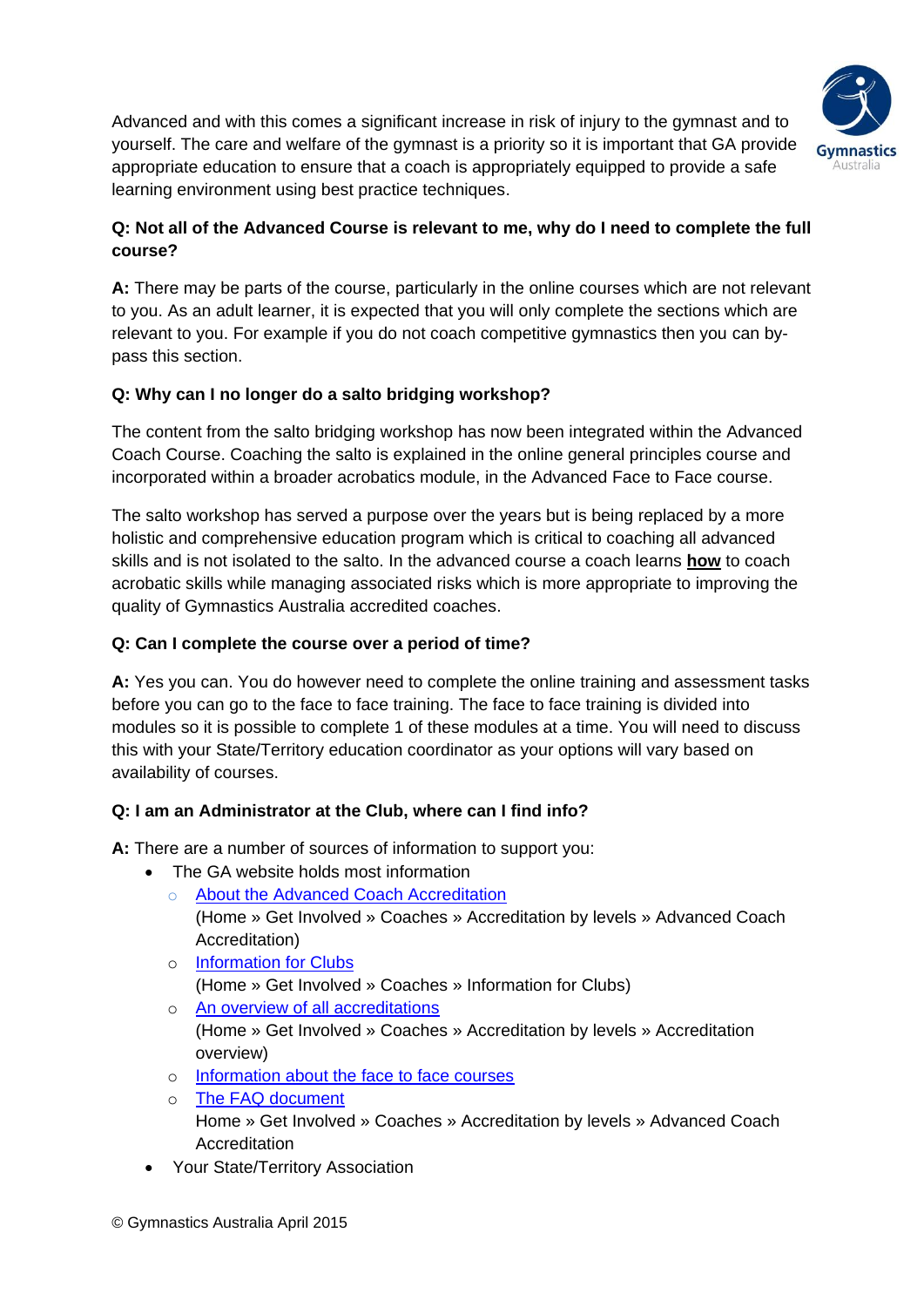Advanced and with this comes a significant increase in risk of injury to the gymnast and to yourself. The care and welfare of the gymnast is a priority so it is important that GA provide appropriate education to ensure that a coach is appropriately equipped to provide a safe learning environment using best practice techniques.

**Q: Not all of the Advanced Course is relevant to me, why do I need to complete the full course?**

**A:** There may be parts of the course, particularly in the online courses which are not relevant to you. As an adult learner, it is expected that you will only complete the sections which are relevant to you. For example if you do not coach competitive gymnastics then you can by-pass this section.

**Q: Why can I no longer do a salto bridging workshop?**

The content from the salto bridging workshop has now been integrated within the Advanced Coach Course. Coaching the salto is explained in the online general principles course and incorporated within a broader acrobatics module, in the Advanced Face to Face course.

The salto workshop has served a purpose over the years but is being replaced by a more holistic and comprehensive education program which is critical to coaching all advanced skills and is not isolated to the salto. In the advanced course a coach learns **how** to coach acrobatic skills while managing associated risks which is more appropriate to improving the quality of Gymnastics Australia accredited coaches.

**Q: Can I complete the course over a period of time?**

**A:** Yes you can. You do however need to complete the online training and assessment tasks before you can go to the face to face training. The face to face training is divided into modules so it is possible to complete 1 of these modules at a time. You will need to discuss this with your State/Territory education coordinator as your options will vary based on availability of courses.

**Q: I am an Administrator at the Club, where can I find info?**

**A:** There are a number of sources of information to support you:

- The GA website holds most information
    - About the Advanced Coach Accreditation
      (Home » Get Involved » Coaches » Accreditation by levels » Advanced Coach Accreditation)
    - Information for Clubs
      (Home » Get Involved » Coaches » Information for Clubs)
    - An overview of all accreditations
      (Home » Get Involved » Coaches » Accreditation by levels » Accreditation overview)
    - Information about the face to face courses
    - The FAQ document
      Home » Get Involved » Coaches » Accreditation by levels » Advanced Coach Accreditation
- Your State/Territory Association

© Gymnastics Australia April 2015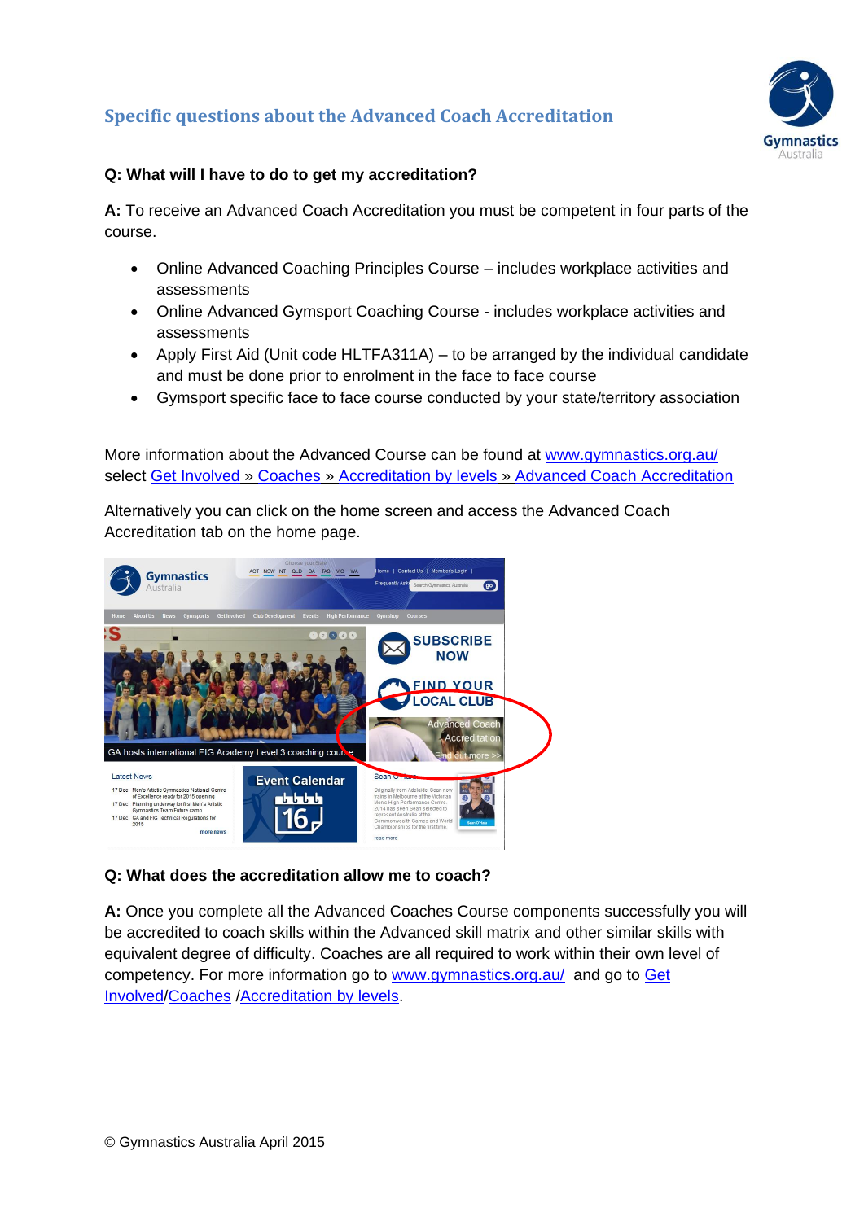## Specific questions about the Advanced Coach Accreditation

**Q: What will I have to do to get my accreditation?**

**A:** To receive an Advanced Coach Accreditation you must be competent in four parts of the course.

- Online Advanced Coaching Principles Course – includes workplace activities and assessments
- Online Advanced Gymsport Coaching Course - includes workplace activities and assessments
- Apply First Aid (Unit code HLTFA311A) – to be arranged by the individual candidate and must be done prior to enrolment in the face to face course
- Gymsport specific face to face course conducted by your state/territory association

More information about the Advanced Course can be found at www.gymnastics.org.au/ select Get Involved » Coaches » Accreditation by levels » Advanced Coach Accreditation

Alternatively you can click on the home screen and access the Advanced Coach Accreditation tab on the home page.

**Q: What does the accreditation allow me to coach?**

**A:** Once you complete all the Advanced Coaches Course components successfully you will be accredited to coach skills within the Advanced skill matrix and other similar skills with equivalent degree of difficulty. Coaches are all required to work within their own level of competency. For more information go to www.gymnastics.org.au/ and go to Get Involved/Coaches /Accreditation by levels.

© Gymnastics Australia April 2015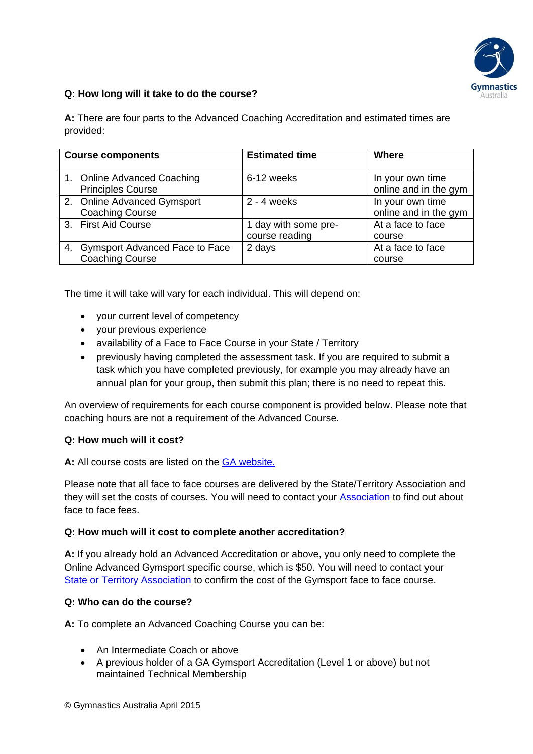**Q: How long will it take to do the course?**

**A:** There are four parts to the Advanced Coaching Accreditation and estimated times are provided:

| Course components | Estimated time | Where |
|---|---|---|
| 1. Online Advanced Coaching Principles Course | 6-12 weeks | In your own time online and in the gym |
| 2. Online Advanced Gymsport Coaching Course | 2 - 4 weeks | In your own time online and in the gym |
| 3. First Aid Course | 1 day with some pre-course reading | At a face to face course |
| 4. Gymsport Advanced Face to Face Coaching Course | 2 days | At a face to face course |

The time it will take will vary for each individual. This will depend on:

- your current level of competency
- your previous experience
- availability of a Face to Face Course in your State / Territory
- previously having completed the assessment task. If you are required to submit a task which you have completed previously, for example you may already have an annual plan for your group, then submit this plan; there is no need to repeat this.

An overview of requirements for each course component is provided below. Please note that coaching hours are not a requirement of the Advanced Course.

**Q: How much will it cost?**

**A:** All course costs are listed on the GA website.

Please note that all face to face courses are delivered by the State/Territory Association and they will set the costs of courses. You will need to contact your Association to find out about face to face fees.

**Q: How much will it cost to complete another accreditation?**

**A:** If you already hold an Advanced Accreditation or above, you only need to complete the Online Advanced Gymsport specific course, which is $50. You will need to contact your State or Territory Association to confirm the cost of the Gymsport face to face course.

**Q: Who can do the course?**

**A:** To complete an Advanced Coaching Course you can be:

- An Intermediate Coach or above
- A previous holder of a GA Gymsport Accreditation (Level 1 or above) but not maintained Technical Membership

© Gymnastics Australia April 2015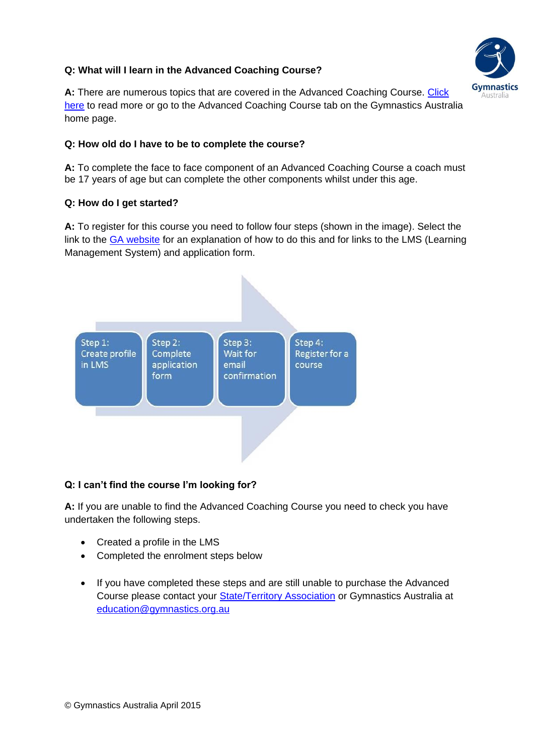**Q: What will I learn in the Advanced Coaching Course?**

**A:** There are numerous topics that are covered in the Advanced Coaching Course. Click here to read more or go to the Advanced Coaching Course tab on the Gymnastics Australia home page.

**Q: How old do I have to be to complete the course?**

**A:** To complete the face to face component of an Advanced Coaching Course a coach must be 17 years of age but can complete the other components whilst under this age.

**Q: How do I get started?**

**A:** To register for this course you need to follow four steps (shown in the image). Select the link to the GA website for an explanation of how to do this and for links to the LMS (Learning Management System) and application form.

Step 1: Create profile in LMS → Step 2: Complete application form → Step 3: Wait for email confirmation → Step 4: Register for a course

**Q: I can't find the course I'm looking for?**

**A:** If you are unable to find the Advanced Coaching Course you need to check you have undertaken the following steps.

- Created a profile in the LMS
- Completed the enrolment steps below

- If you have completed these steps and are still unable to purchase the Advanced Course please contact your State/Territory Association or Gymnastics Australia at education@gymnastics.org.au

© Gymnastics Australia April 2015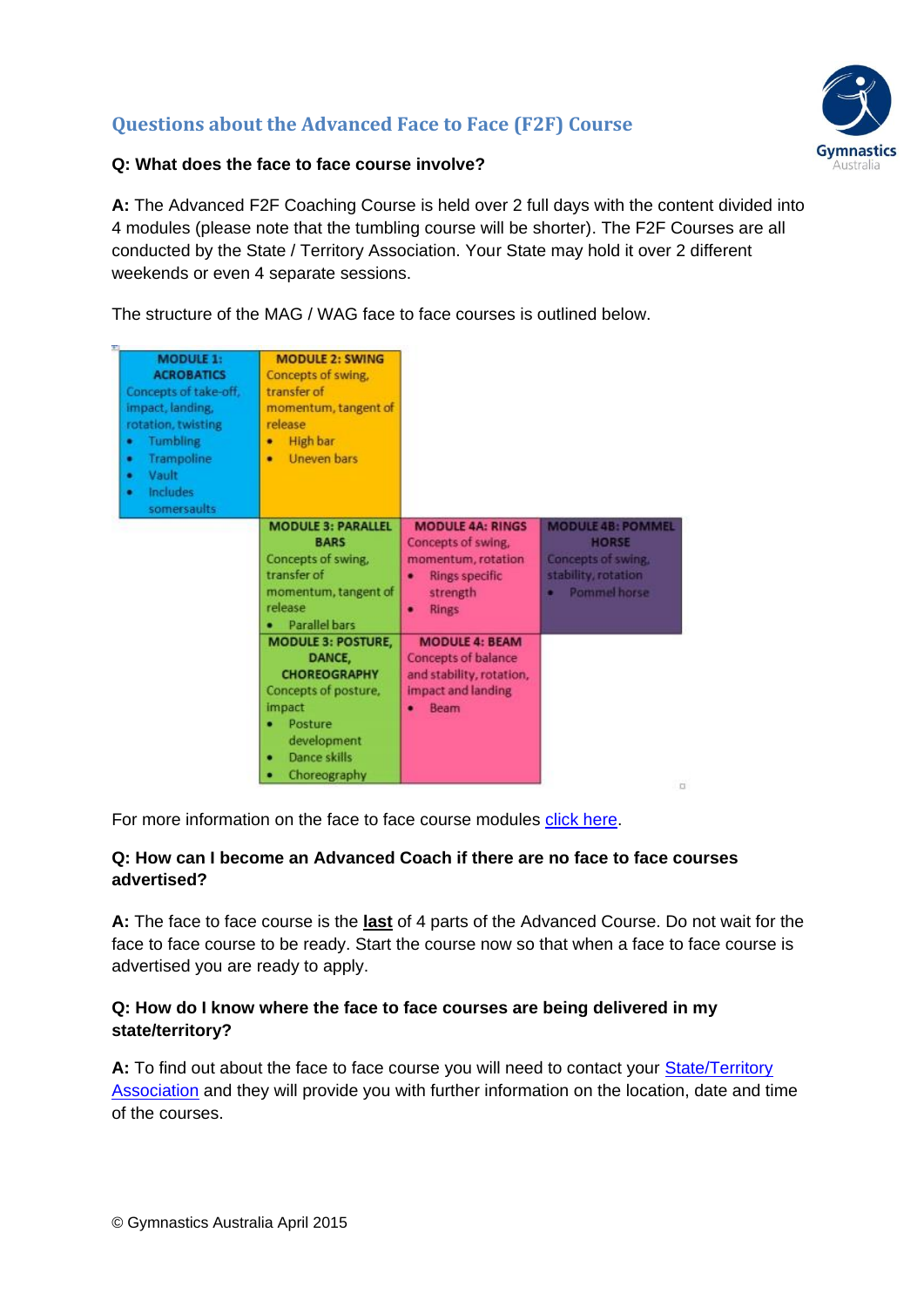## Questions about the Advanced Face to Face (F2F) Course

**Q: What does the face to face course involve?**

**A:** The Advanced F2F Coaching Course is held over 2 full days with the content divided into 4 modules (please note that the tumbling course will be shorter). The F2F Courses are all conducted by the State / Territory Association. Your State may hold it over 2 different weekends or even 4 separate sessions.

The structure of the MAG / WAG face to face courses is outlined below.

| | | | |
|---|---|---|---|
| **MODULE 1: ACROBATICS** Concepts of take-off, impact, landing, rotation, twisting • Tumbling • Trampoline • Vault • Includes somersaults | **MODULE 2: SWING** Concepts of swing, transfer of momentum, tangent of release • High bar • Uneven bars | | |
| | **MODULE 3: PARALLEL BARS** Concepts of swing, transfer of momentum, tangent of release • Parallel bars | **MODULE 4A: RINGS** Concepts of swing, momentum, rotation • Rings specific strength • Rings | **MODULE 4B: POMMEL HORSE** Concepts of swing, stability, rotation • Pommel horse |
| | **MODULE 3: POSTURE, DANCE, CHOREOGRAPHY** Concepts of posture, impact • Posture development • Dance skills • Choreography | **MODULE 4: BEAM** Concepts of balance and stability, rotation, impact and landing • Beam | |

For more information on the face to face course modules click here.

**Q: How can I become an Advanced Coach if there are no face to face courses advertised?**

**A:** The face to face course is the **last** of 4 parts of the Advanced Course. Do not wait for the face to face course to be ready. Start the course now so that when a face to face course is advertised you are ready to apply.

**Q: How do I know where the face to face courses are being delivered in my state/territory?**

**A:** To find out about the face to face course you will need to contact your State/Territory Association and they will provide you with further information on the location, date and time of the courses.

© Gymnastics Australia April 2015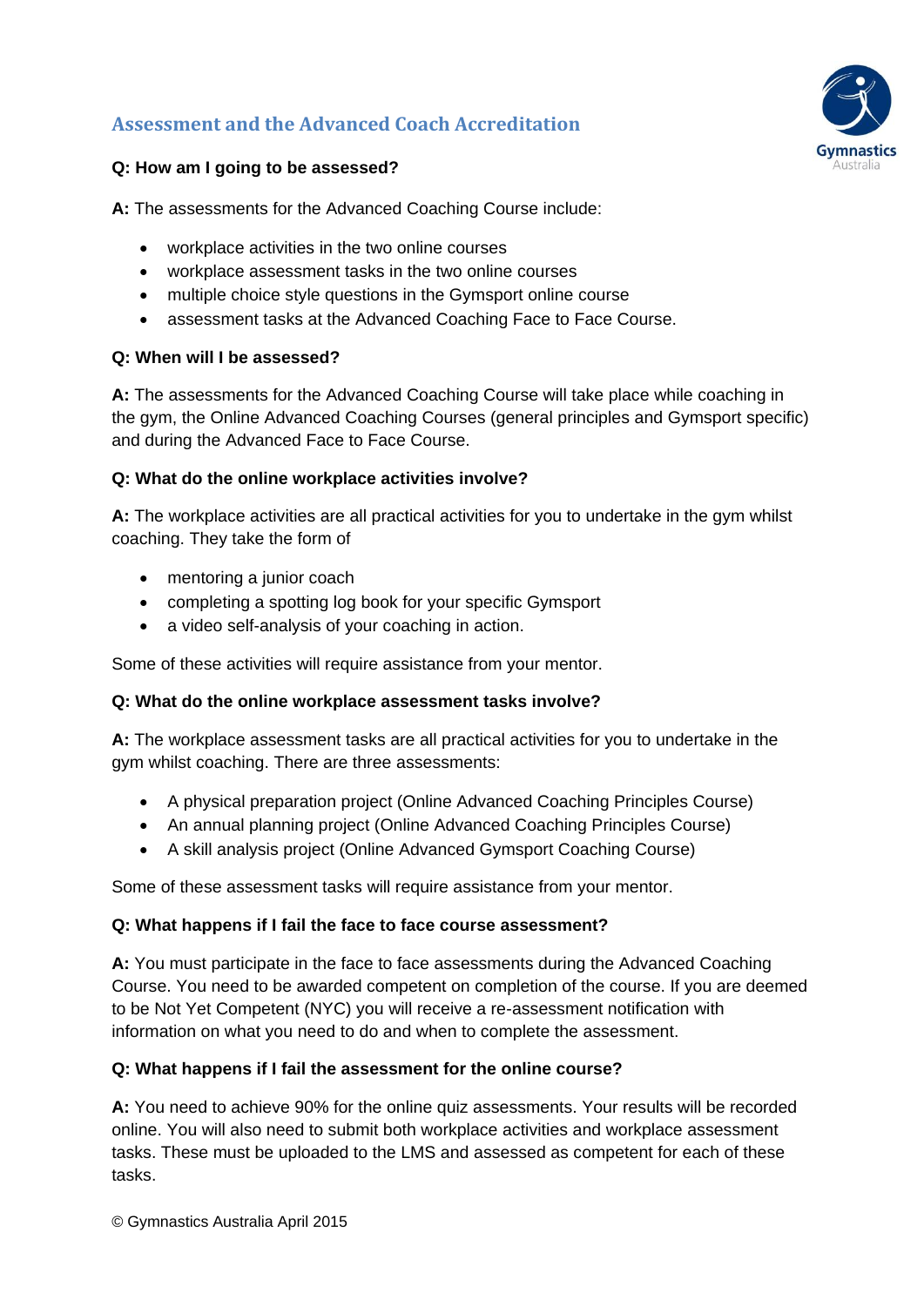## Assessment and the Advanced Coach Accreditation

**Q: How am I going to be assessed?**

**A:** The assessments for the Advanced Coaching Course include:

- workplace activities in the two online courses
- workplace assessment tasks in the two online courses
- multiple choice style questions in the Gymsport online course
- assessment tasks at the Advanced Coaching Face to Face Course.

**Q: When will I be assessed?**

**A:** The assessments for the Advanced Coaching Course will take place while coaching in the gym, the Online Advanced Coaching Courses (general principles and Gymsport specific) and during the Advanced Face to Face Course.

**Q: What do the online workplace activities involve?**

**A:** The workplace activities are all practical activities for you to undertake in the gym whilst coaching. They take the form of

- mentoring a junior coach
- completing a spotting log book for your specific Gymsport
- a video self-analysis of your coaching in action.

Some of these activities will require assistance from your mentor.

**Q: What do the online workplace assessment tasks involve?**

**A:** The workplace assessment tasks are all practical activities for you to undertake in the gym whilst coaching. There are three assessments:

- A physical preparation project (Online Advanced Coaching Principles Course)
- An annual planning project (Online Advanced Coaching Principles Course)
- A skill analysis project (Online Advanced Gymsport Coaching Course)

Some of these assessment tasks will require assistance from your mentor.

**Q: What happens if I fail the face to face course assessment?**

**A:** You must participate in the face to face assessments during the Advanced Coaching Course. You need to be awarded competent on completion of the course. If you are deemed to be Not Yet Competent (NYC) you will receive a re-assessment notification with information on what you need to do and when to complete the assessment.

**Q: What happens if I fail the assessment for the online course?**

**A:** You need to achieve 90% for the online quiz assessments. Your results will be recorded online. You will also need to submit both workplace activities and workplace assessment tasks. These must be uploaded to the LMS and assessed as competent for each of these tasks.

© Gymnastics Australia April 2015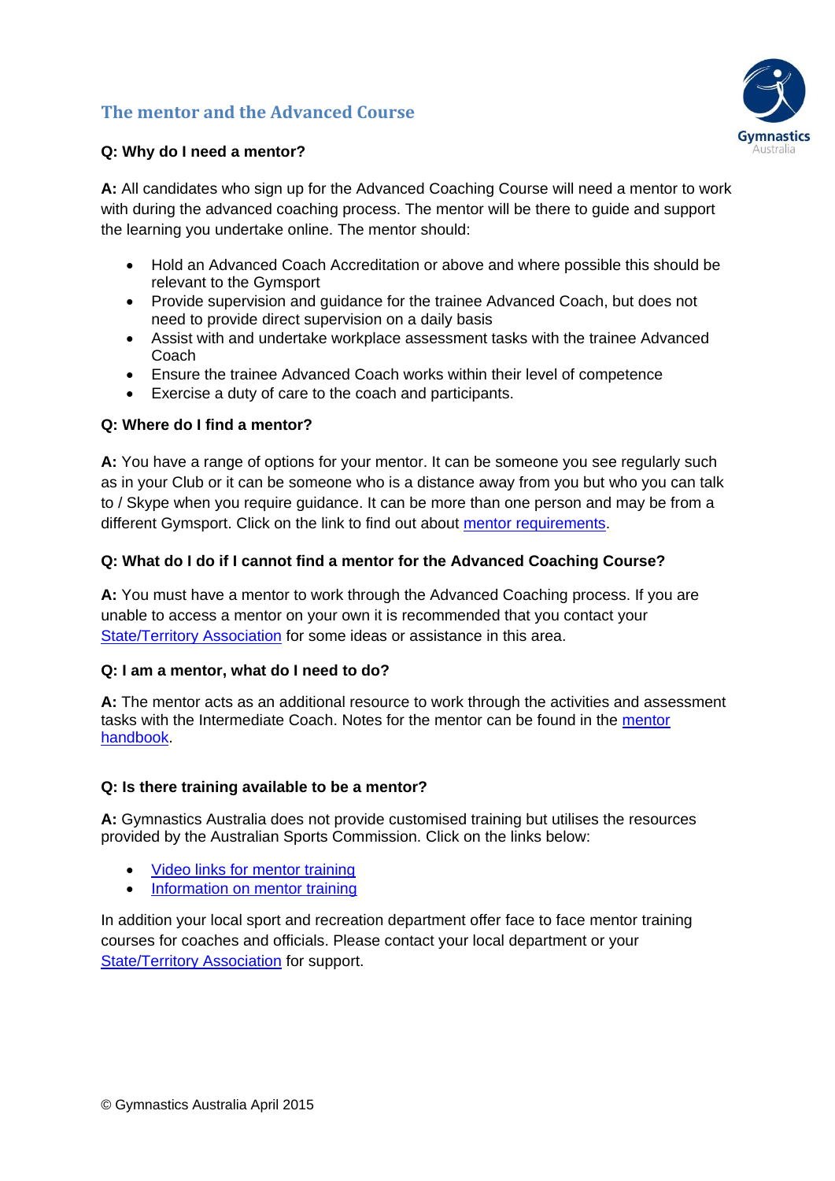## The mentor and the Advanced Course

**Q: Why do I need a mentor?**

**A:** All candidates who sign up for the Advanced Coaching Course will need a mentor to work with during the advanced coaching process. The mentor will be there to guide and support the learning you undertake online. The mentor should:

- Hold an Advanced Coach Accreditation or above and where possible this should be relevant to the Gymsport
- Provide supervision and guidance for the trainee Advanced Coach, but does not need to provide direct supervision on a daily basis
- Assist with and undertake workplace assessment tasks with the trainee Advanced Coach
- Ensure the trainee Advanced Coach works within their level of competence
- Exercise a duty of care to the coach and participants.

**Q: Where do I find a mentor?**

**A:** You have a range of options for your mentor. It can be someone you see regularly such as in your Club or it can be someone who is a distance away from you but who you can talk to / Skype when you require guidance. It can be more than one person and may be from a different Gymsport. Click on the link to find out about mentor requirements.

**Q: What do I do if I cannot find a mentor for the Advanced Coaching Course?**

**A:** You must have a mentor to work through the Advanced Coaching process. If you are unable to access a mentor on your own it is recommended that you contact your State/Territory Association for some ideas or assistance in this area.

**Q: I am a mentor, what do I need to do?**

**A:** The mentor acts as an additional resource to work through the activities and assessment tasks with the Intermediate Coach. Notes for the mentor can be found in the mentor handbook.

**Q: Is there training available to be a mentor?**

**A:** Gymnastics Australia does not provide customised training but utilises the resources provided by the Australian Sports Commission. Click on the links below:

- Video links for mentor training
- Information on mentor training

In addition your local sport and recreation department offer face to face mentor training courses for coaches and officials. Please contact your local department or your State/Territory Association for support.

© Gymnastics Australia April 2015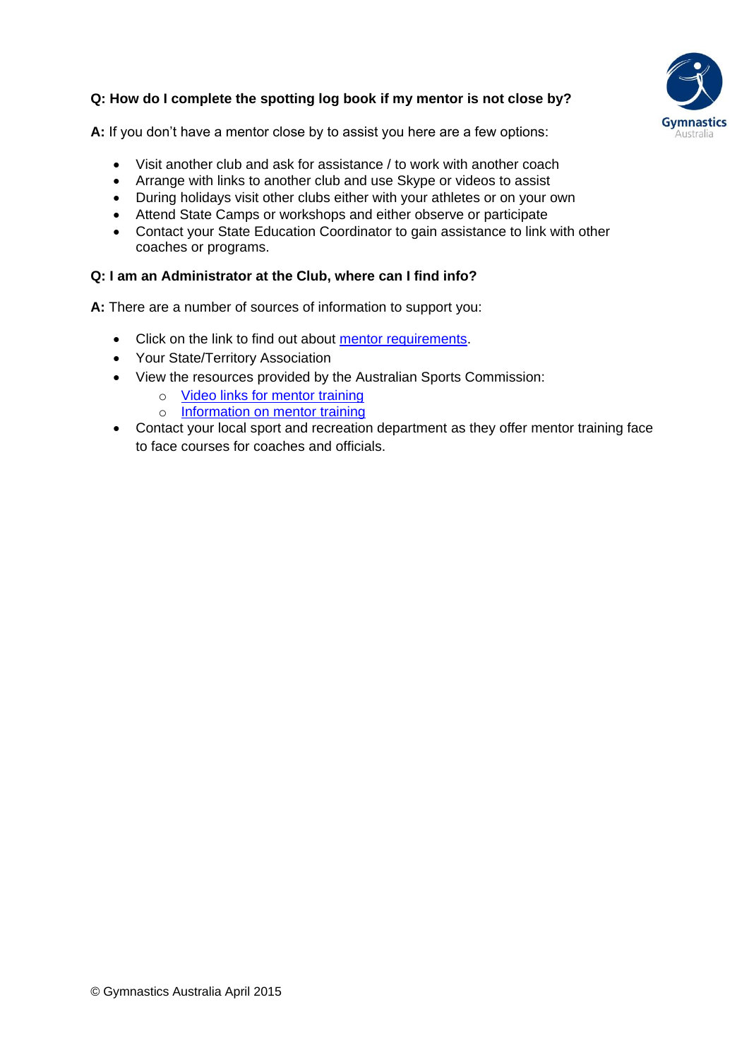**Q: How do I complete the spotting log book if my mentor is not close by?**

**A:** If you don't have a mentor close by to assist you here are a few options:

- Visit another club and ask for assistance / to work with another coach
- Arrange with links to another club and use Skype or videos to assist
- During holidays visit other clubs either with your athletes or on your own
- Attend State Camps or workshops and either observe or participate
- Contact your State Education Coordinator to gain assistance to link with other coaches or programs.

**Q: I am an Administrator at the Club, where can I find info?**

**A:** There are a number of sources of information to support you:

- Click on the link to find out about mentor requirements.
- Your State/Territory Association
- View the resources provided by the Australian Sports Commission:
  - Video links for mentor training
  - Information on mentor training
- Contact your local sport and recreation department as they offer mentor training face to face courses for coaches and officials.

© Gymnastics Australia April 2015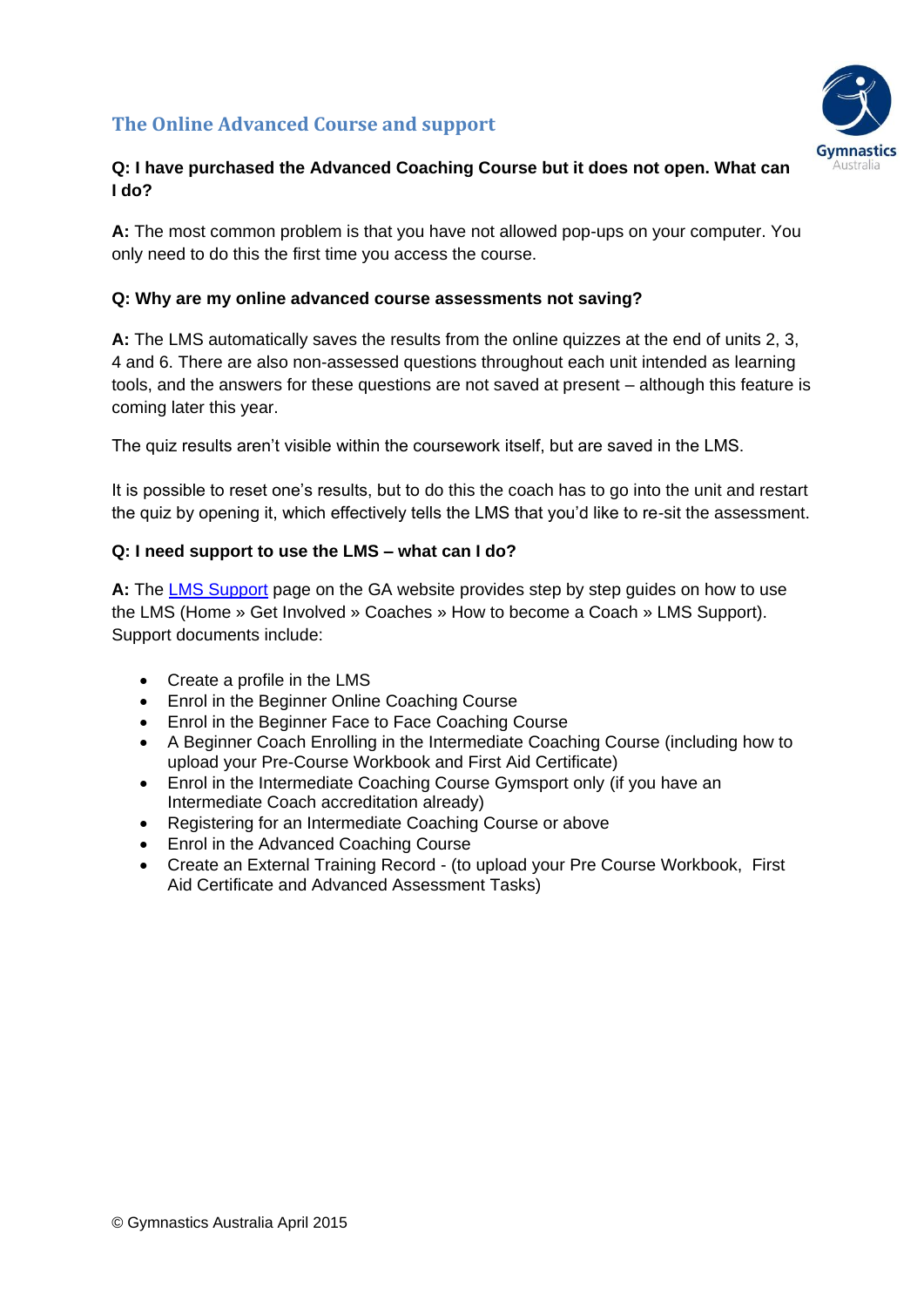## The Online Advanced Course and support

**Q: I have purchased the Advanced Coaching Course but it does not open. What can I do?**

**A:** The most common problem is that you have not allowed pop-ups on your computer. You only need to do this the first time you access the course.

**Q: Why are my online advanced course assessments not saving?**

**A:** The LMS automatically saves the results from the online quizzes at the end of units 2, 3, 4 and 6. There are also non-assessed questions throughout each unit intended as learning tools, and the answers for these questions are not saved at present – although this feature is coming later this year.

The quiz results aren't visible within the coursework itself, but are saved in the LMS.

It is possible to reset one's results, but to do this the coach has to go into the unit and restart the quiz by opening it, which effectively tells the LMS that you'd like to re-sit the assessment.

**Q: I need support to use the LMS – what can I do?**

**A:** The LMS Support page on the GA website provides step by step guides on how to use the LMS (Home » Get Involved » Coaches » How to become a Coach » LMS Support). Support documents include:

- Create a profile in the LMS
- Enrol in the Beginner Online Coaching Course
- Enrol in the Beginner Face to Face Coaching Course
- A Beginner Coach Enrolling in the Intermediate Coaching Course (including how to upload your Pre-Course Workbook and First Aid Certificate)
- Enrol in the Intermediate Coaching Course Gymsport only (if you have an Intermediate Coach accreditation already)
- Registering for an Intermediate Coaching Course or above
- Enrol in the Advanced Coaching Course
- Create an External Training Record - (to upload your Pre Course Workbook, First Aid Certificate and Advanced Assessment Tasks)

© Gymnastics Australia April 2015